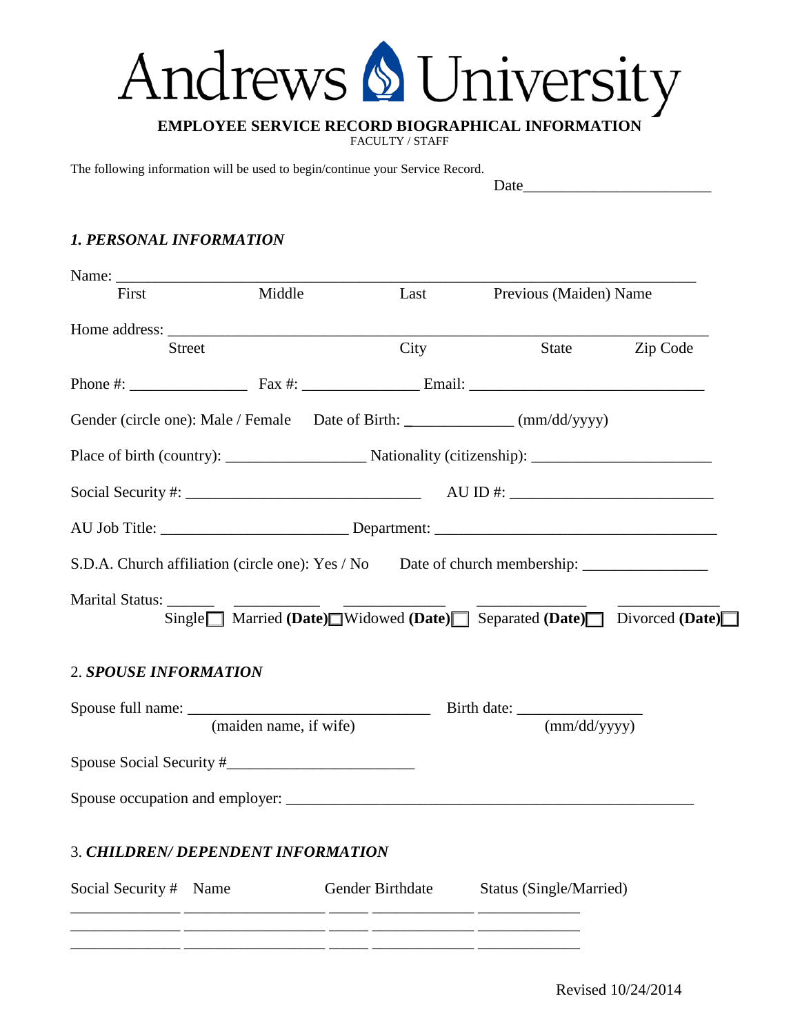# Andrews University

## EMPLOYEE SERVICE RECORD BIOGRAPHICAL INFORMATION

FACULTY / STAFF

The following information will be used to begin/continue your Service Record.

Date________________________

### *1. PERSONAL INFORMATION*

Name: ____________________________________________________________________________

First Middle Last Previous (Maiden) Name

Home address: ______________________________________________________________________

Street City State Zip Code

Phone #: _______________ Fax #: _______________ Email: ______________________________

Gender (circle one): Male / Female Date of Birth: _____________ (mm/dd/yyyy)

Place of birth (country): _________________ Nationality (citizenship): ______________________

Social Security #: _____________________________ AU ID #: _________________________

AU Job Title: _______________________ Department: ___________________________________

S.D.A. Church affiliation (circle one): Yes / No Date of church membership: _______________

Marital Status: ______ ___________ ____________ _____________ ____________

Single☐ Married **(Date)**☐ Widowed **(Date)**☐ Separated **(Date)**☐ Divorced **(Date)**☐

### 2. *SPOUSE INFORMATION*

Spouse full name: ______________________________ Birth date: _______________

(maiden name, if wife) (mm/dd/yyyy)

Spouse Social Security #_______________________

Spouse occupation and employer: ___________________________________________________

### 3. *CHILDREN/ DEPENDENT INFORMATION*

| Social Security # | Name | Gender | Birthdate | Status (Single/Married) |
|---|---|---|---|---|
| ______________ | _________________ | _____ | ____________ | ____________ |
| ______________ | _________________ | _____ | ____________ | ____________ |
| ______________ | _________________ | _____ | ____________ | ____________ |

Revised 10/24/2014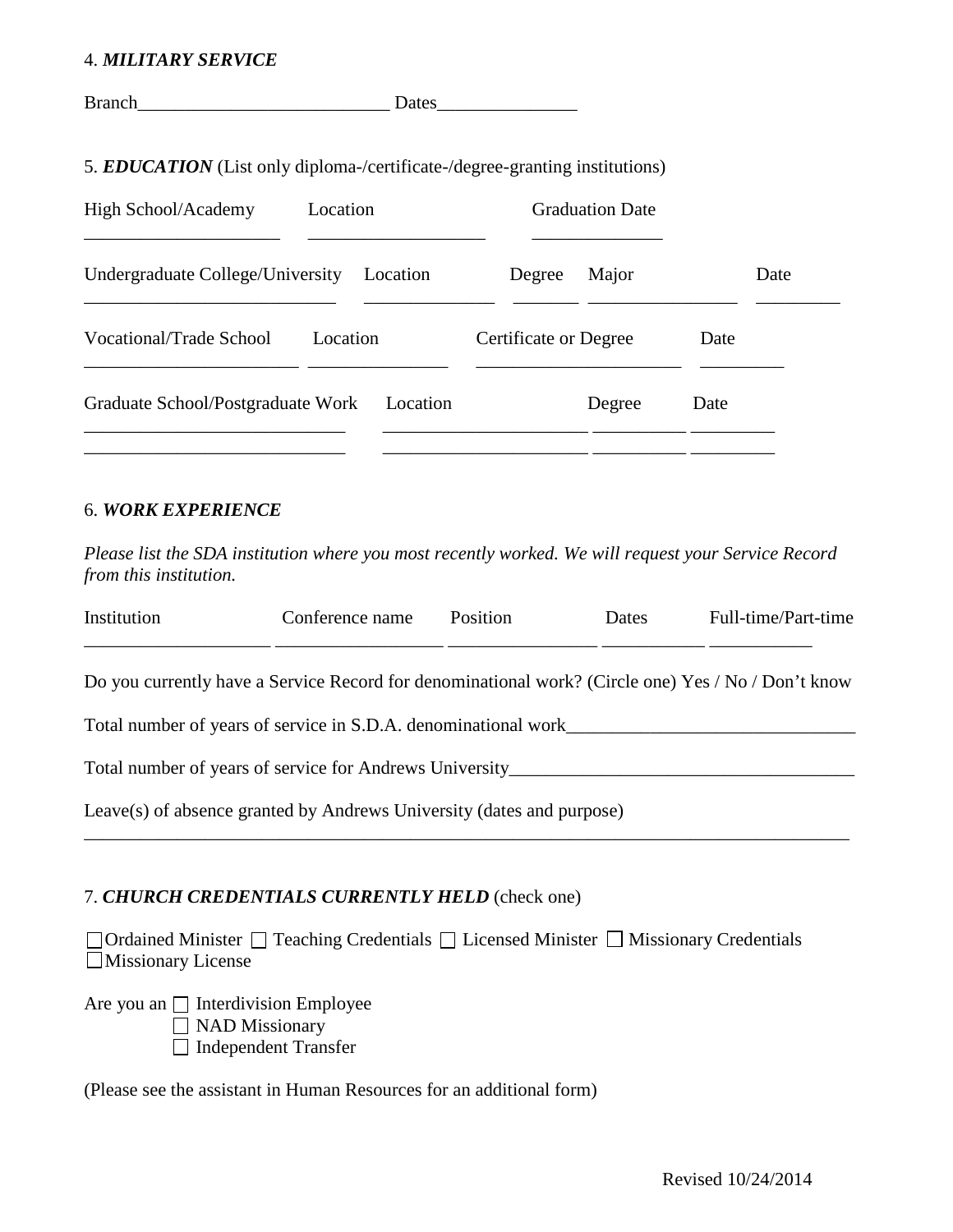4. ***MILITARY SERVICE***

Branch___________________________ Dates_______________

5. ***EDUCATION*** (List only diploma-/certificate-/degree-granting institutions)

| High School/Academy | Location | Graduation Date |
| --- | --- | --- |
| | | |

| Undergraduate College/University | Location | Degree | Major | Date |
| --- | --- | --- | --- | --- |
| | | | | |

| Vocational/Trade School | Location | Certificate or Degree | Date |
| --- | --- | --- | --- |
| | | | |

| Graduate School/Postgraduate Work | Location | Degree | Date |
| --- | --- | --- | --- |
| | | | |
| | | | |

6. ***WORK EXPERIENCE***

*Please list the SDA institution where you most recently worked. We will request your Service Record from this institution.*

| Institution | Conference name | Position | Dates | Full-time/Part-time |
| --- | --- | --- | --- | --- |
| | | | | |

Do you currently have a Service Record for denominational work? (Circle one) Yes / No / Don't know

Total number of years of service in S.D.A. denominational work_______________________________

Total number of years of service for Andrews University_____________________________________

Leave(s) of absence granted by Andrews University (dates and purpose)

_____________________________________________________________________________________

7. ***CHURCH CREDENTIALS CURRENTLY HELD*** (check one)

☐ Ordained Minister ☐ Teaching Credentials ☐ Licensed Minister ☐ Missionary Credentials
☐ Missionary License

Are you an ☐ Interdivision Employee
☐ NAD Missionary
☐ Independent Transfer

(Please see the assistant in Human Resources for an additional form)

Revised 10/24/2014